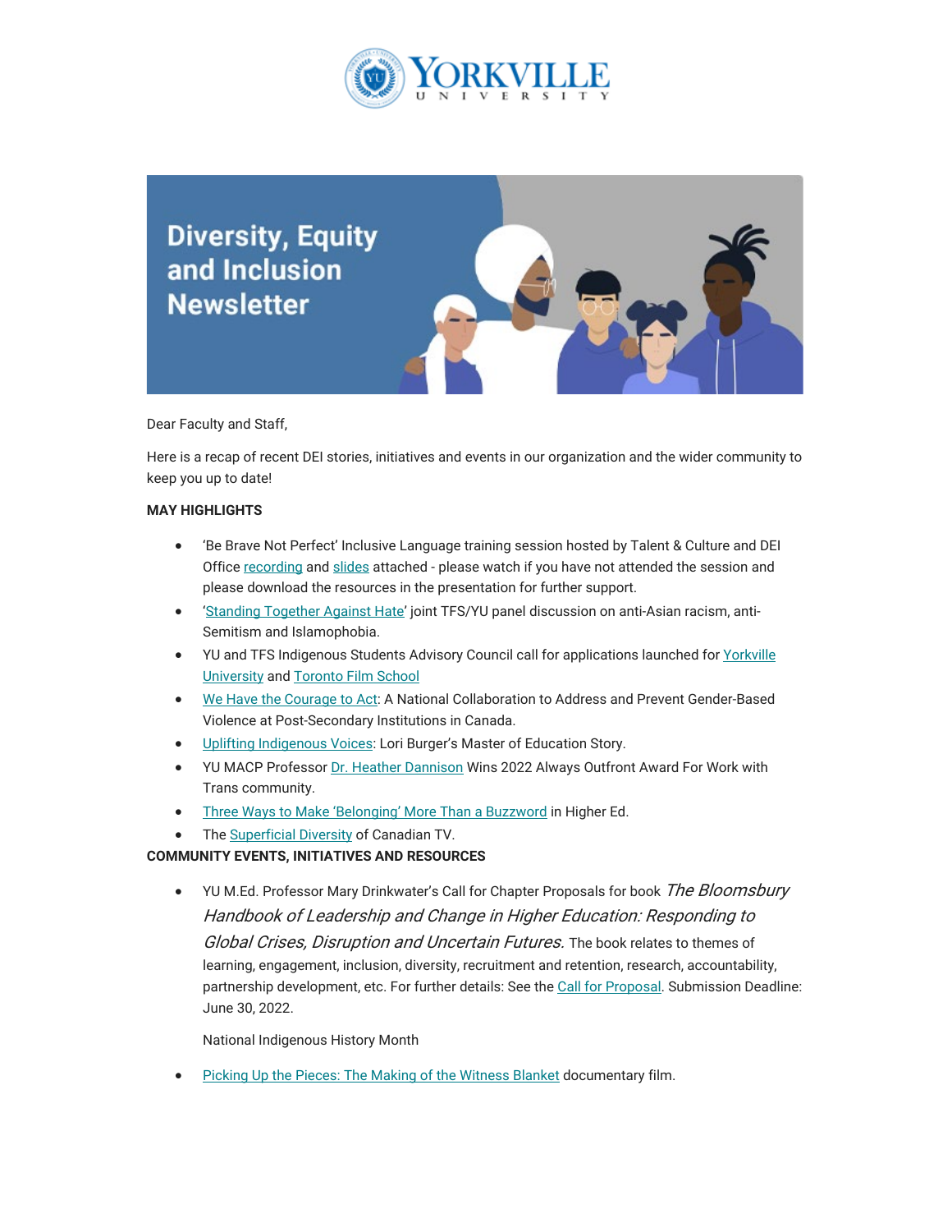Dear Faculty and Staff,

Here is a recap of recent DEI stories, initiatives and events in our organization and the wider community to keep you up to date!

**MAY HIGHLIGHTS**

- 'Be Brave Not Perfect' Inclusive Language training session hosted by Talent & Culture and DEI Office recording and slides attached - please watch if you have not attended the session and please download the resources in the presentation for further support.
- 'Standing Together Against Hate' joint TFS/YU panel discussion on anti-Asian racism, anti-Semitism and Islamophobia.
- YU and TFS Indigenous Students Advisory Council call for applications launched for Yorkville University and Toronto Film School
- We Have the Courage to Act: A National Collaboration to Address and Prevent Gender-Based Violence at Post-Secondary Institutions in Canada.
- Uplifting Indigenous Voices: Lori Burger's Master of Education Story.
- YU MACP Professor Dr. Heather Dannison Wins 2022 Always Outfront Award For Work with Trans community.
- Three Ways to Make 'Belonging' More Than a Buzzword in Higher Ed.
- The Superficial Diversity of Canadian TV.

**COMMUNITY EVENTS, INITIATIVES AND RESOURCES**

- YU M.Ed. Professor Mary Drinkwater's Call for Chapter Proposals for book *The Bloomsbury Handbook of Leadership and Change in Higher Education: Responding to Global Crises, Disruption and Uncertain Futures.* The book relates to themes of learning, engagement, inclusion, diversity, recruitment and retention, research, accountability, partnership development, etc. For further details: See the Call for Proposal. Submission Deadline: June 30, 2022.

  National Indigenous History Month

- Picking Up the Pieces: The Making of the Witness Blanket documentary film.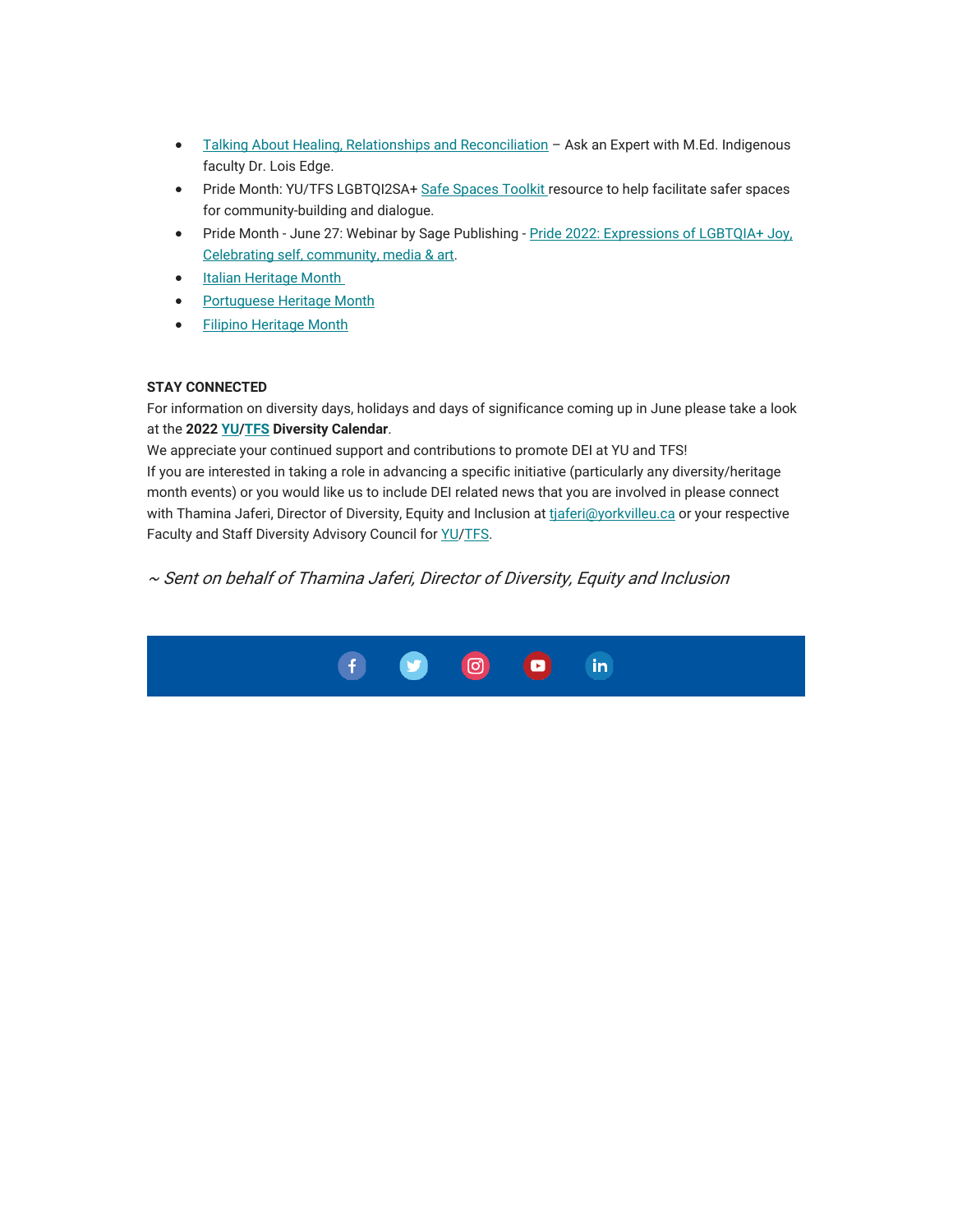- Talking About Healing, Relationships and Reconciliation – Ask an Expert with M.Ed. Indigenous faculty Dr. Lois Edge.
- Pride Month: YU/TFS LGBTQI2SA+ Safe Spaces Toolkit resource to help facilitate safer spaces for community-building and dialogue.
- Pride Month - June 27: Webinar by Sage Publishing - Pride 2022: Expressions of LGBTQIA+ Joy, Celebrating self, community, media & art.
- Italian Heritage Month
- Portuguese Heritage Month
- Filipino Heritage Month

**STAY CONNECTED**

For information on diversity days, holidays and days of significance coming up in June please take a look at the **2022 YU/TFS Diversity Calendar**.

We appreciate your continued support and contributions to promote DEI at YU and TFS!

If you are interested in taking a role in advancing a specific initiative (particularly any diversity/heritage month events) or you would like us to include DEI related news that you are involved in please connect with Thamina Jaferi, Director of Diversity, Equity and Inclusion at tjaferi@yorkvilleu.ca or your respective Faculty and Staff Diversity Advisory Council for YU/TFS.

*~ Sent on behalf of Thamina Jaferi, Director of Diversity, Equity and Inclusion*